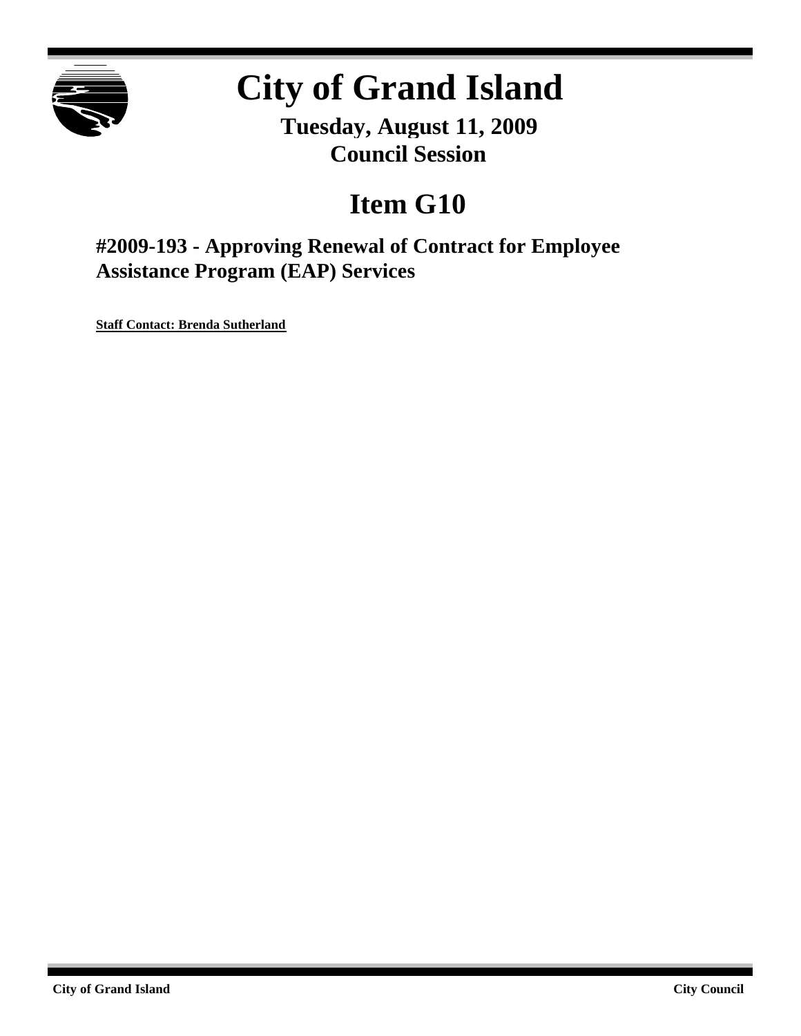# City of Grand Island

**Tuesday, August 11, 2009**
**Council Session**

## Item G10

### #2009-193 - Approving Renewal of Contract for Employee Assistance Program (EAP) Services

**Staff Contact: Brenda Sutherland**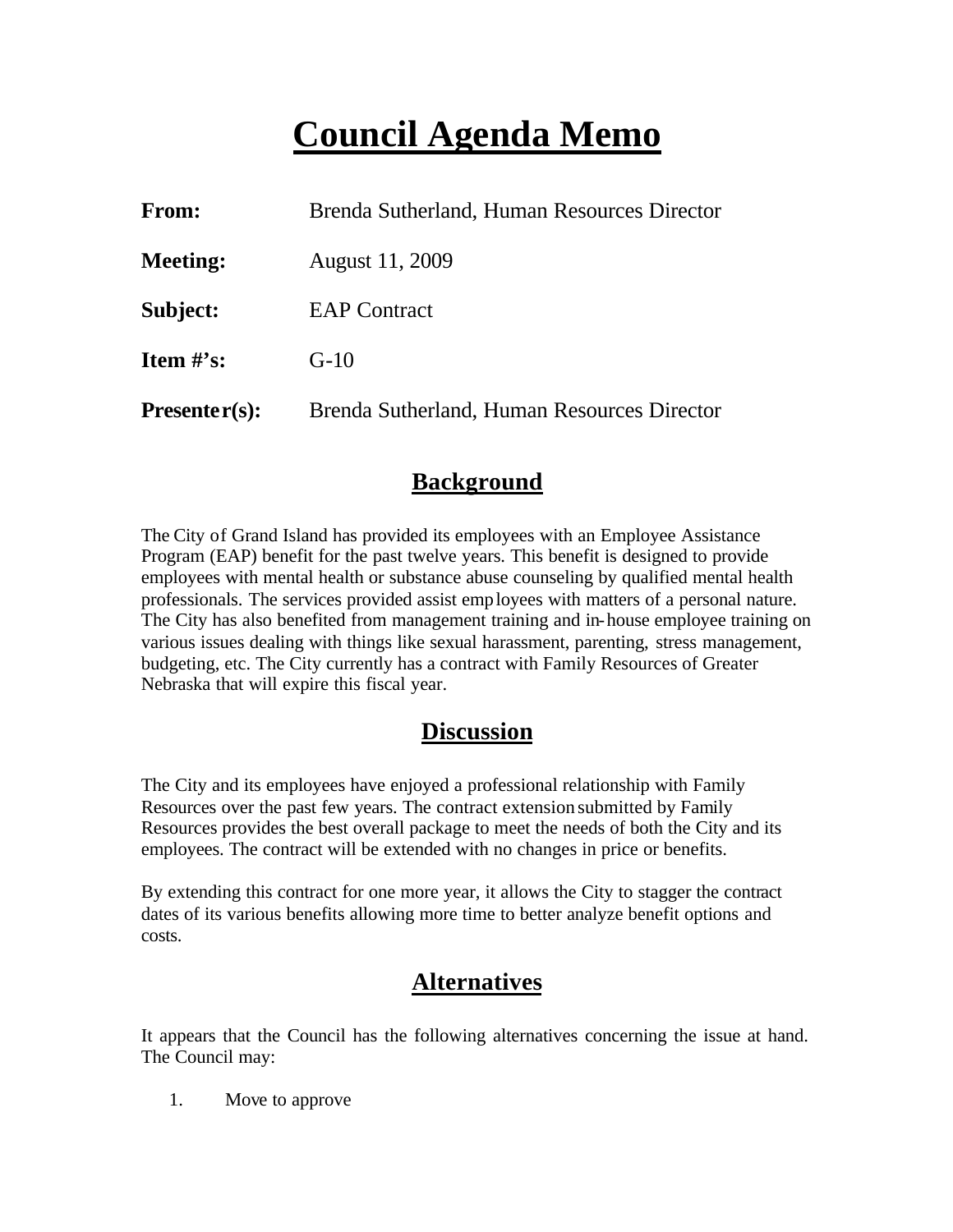# Council Agenda Memo

**From:** Brenda Sutherland, Human Resources Director

**Meeting:** August 11, 2009

**Subject:** EAP Contract

**Item #'s:** G-10

**Presenter(s):** Brenda Sutherland, Human Resources Director

## Background

The City of Grand Island has provided its employees with an Employee Assistance Program (EAP) benefit for the past twelve years. This benefit is designed to provide employees with mental health or substance abuse counseling by qualified mental health professionals. The services provided assist employees with matters of a personal nature. The City has also benefited from management training and in-house employee training on various issues dealing with things like sexual harassment, parenting, stress management, budgeting, etc. The City currently has a contract with Family Resources of Greater Nebraska that will expire this fiscal year.

## Discussion

The City and its employees have enjoyed a professional relationship with Family Resources over the past few years. The contract extension submitted by Family Resources provides the best overall package to meet the needs of both the City and its employees. The contract will be extended with no changes in price or benefits.

By extending this contract for one more year, it allows the City to stagger the contract dates of its various benefits allowing more time to better analyze benefit options and costs.

## Alternatives

It appears that the Council has the following alternatives concerning the issue at hand. The Council may:

1. Move to approve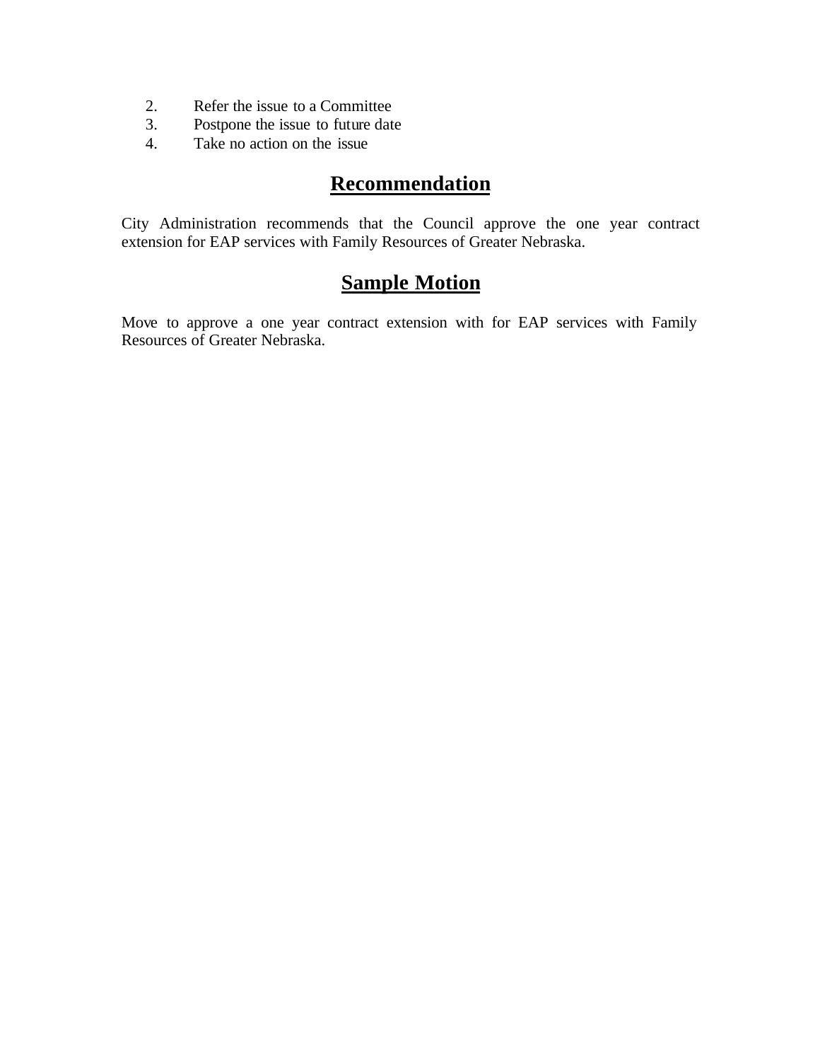2. Refer the issue to a Committee
3. Postpone the issue to future date
4. Take no action on the issue

## Recommendation

City Administration recommends that the Council approve the one year contract extension for EAP services with Family Resources of Greater Nebraska.

## Sample Motion

Move to approve a one year contract extension with for EAP services with Family Resources of Greater Nebraska.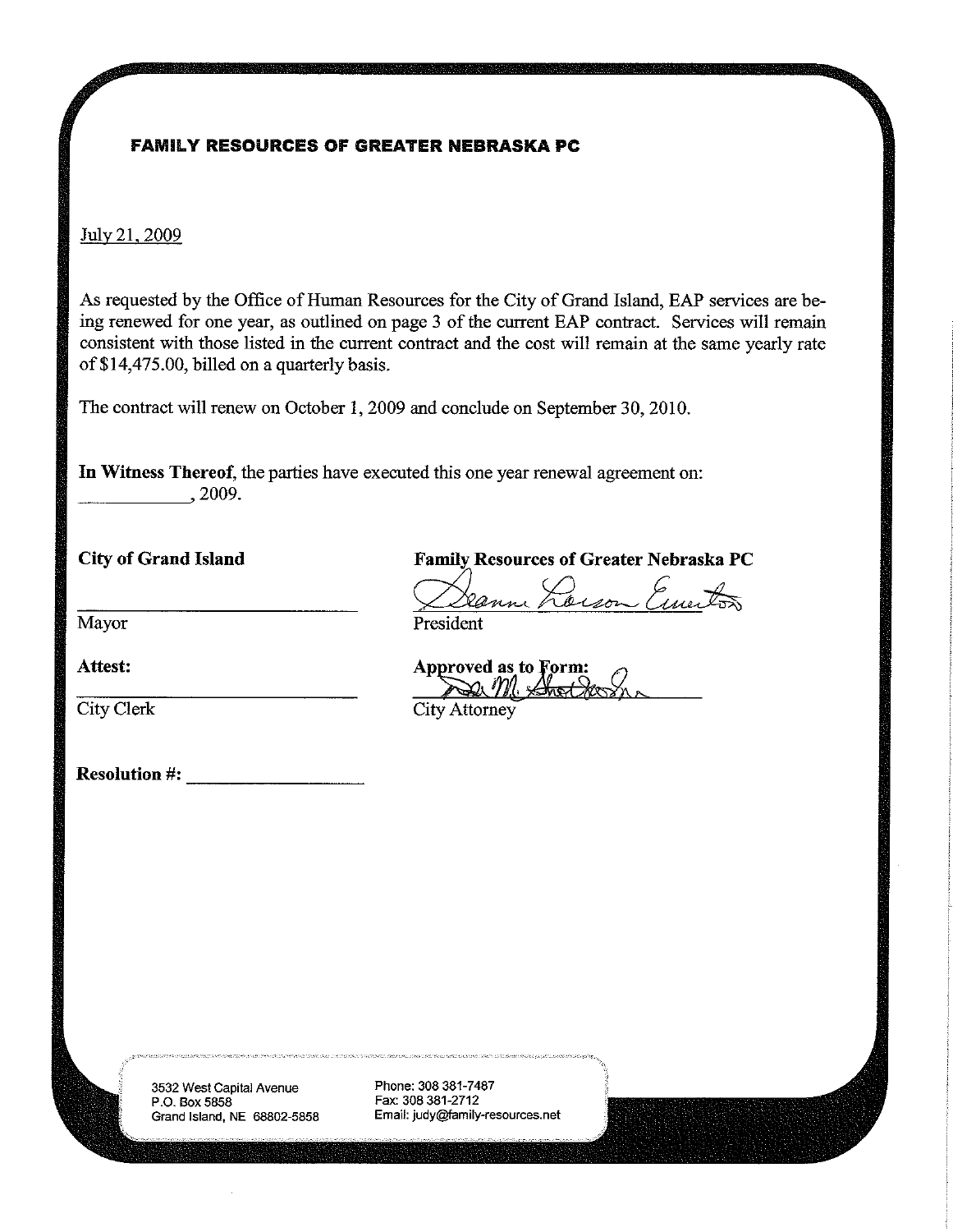**FAMILY RESOURCES OF GREATER NEBRASKA PC**

July 21, 2009

As requested by the Office of Human Resources for the City of Grand Island, EAP services are being renewed for one year, as outlined on page 3 of the current EAP contract. Services will remain consistent with those listed in the current contract and the cost will remain at the same yearly rate of $14,475.00, billed on a quarterly basis.

The contract will renew on October 1, 2009 and conclude on September 30, 2010.

**In Witness Thereof**, the parties have executed this one year renewal agreement on:
\_\_\_\_\_\_\_\_\_\_\_\_, 2009.

**City of Grand Island**

\_\_\_\_\_\_\_\_\_\_\_\_\_\_\_\_\_\_\_\_\_\_\_\_\_\_
Mayor

**Attest:**

\_\_\_\_\_\_\_\_\_\_\_\_\_\_\_\_\_\_\_\_\_\_\_\_\_\_
City Clerk

**Family Resources of Greater Nebraska PC**

Deanna Larson Emerton
President

**Approved as to Form:**

City Attorney

**Resolution #:** \_\_\_\_\_\_\_\_\_\_\_\_\_\_\_\_\_\_

3532 West Capital Avenue
P.O. Box 5858
Grand Island, NE 68802-5858

Phone: 308 381-7487
Fax: 308 381-2712
Email: judy@family-resources.net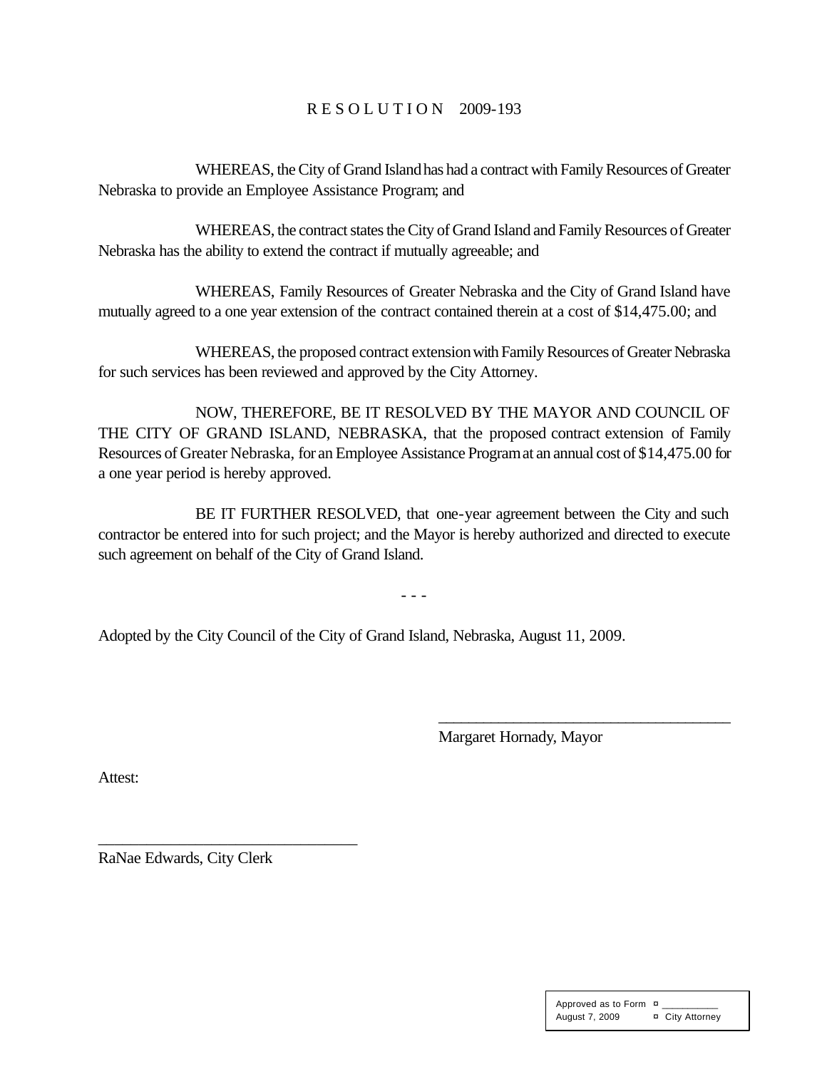# R E S O L U T I O N  2009-193

WHEREAS, the City of Grand Island has had a contract with Family Resources of Greater Nebraska to provide an Employee Assistance Program; and

WHEREAS, the contract states the City of Grand Island and Family Resources of Greater Nebraska has the ability to extend the contract if mutually agreeable; and

WHEREAS, Family Resources of Greater Nebraska and the City of Grand Island have mutually agreed to a one year extension of the contract contained therein at a cost of $14,475.00; and

WHEREAS, the proposed contract extension with Family Resources of Greater Nebraska for such services has been reviewed and approved by the City Attorney.

NOW, THEREFORE, BE IT RESOLVED BY THE MAYOR AND COUNCIL OF THE CITY OF GRAND ISLAND, NEBRASKA, that the proposed contract extension of Family Resources of Greater Nebraska, for an Employee Assistance Program at an annual cost of $14,475.00 for a one year period is hereby approved.

BE IT FURTHER RESOLVED, that one-year agreement between the City and such contractor be entered into for such project; and the Mayor is hereby authorized and directed to execute such agreement on behalf of the City of Grand Island.

- - -

Adopted by the City Council of the City of Grand Island, Nebraska, August 11, 2009.

_____________________________________
Margaret Hornady, Mayor

Attest:

_________________________________
RaNae Edwards, City Clerk

Approved as to Form ¤ __________
August 7, 2009 ¤ City Attorney